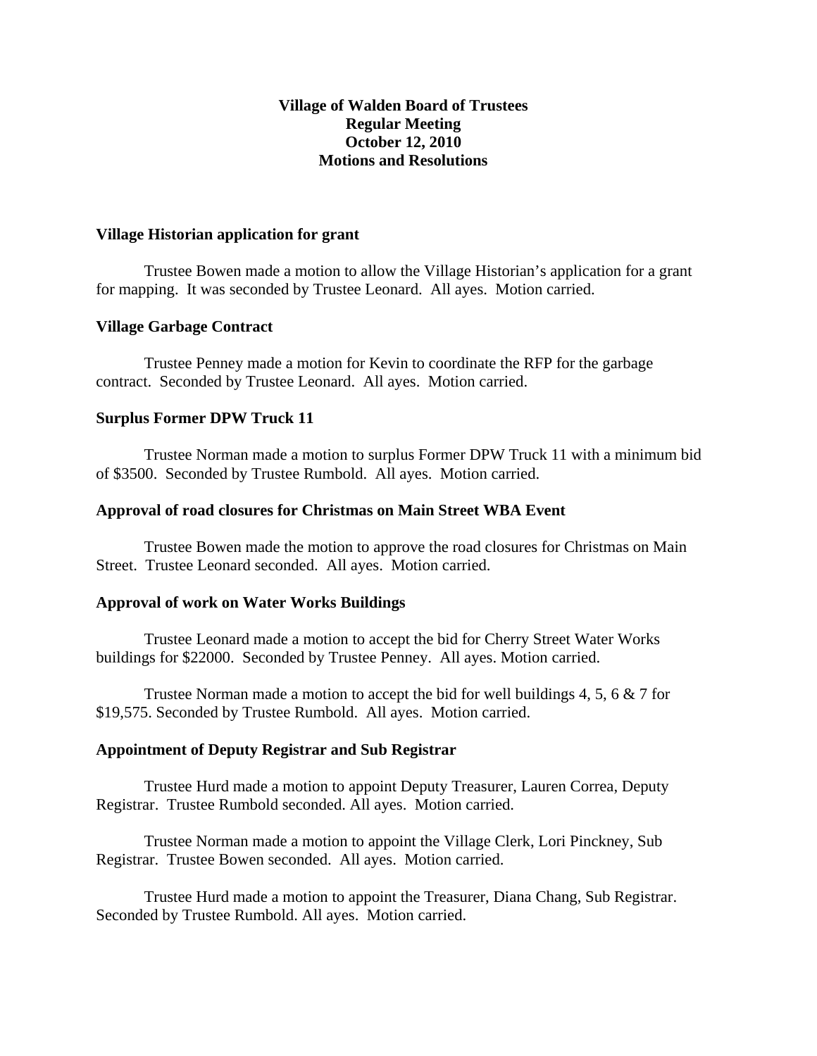# Village of Walden Board of Trustees
# Regular Meeting
# October 12, 2010
# Motions and Resolutions

**Village Historian application for grant**

Trustee Bowen made a motion to allow the Village Historian's application for a grant for mapping. It was seconded by Trustee Leonard. All ayes. Motion carried.

**Village Garbage Contract**

Trustee Penney made a motion for Kevin to coordinate the RFP for the garbage contract. Seconded by Trustee Leonard. All ayes. Motion carried.

**Surplus Former DPW Truck 11**

Trustee Norman made a motion to surplus Former DPW Truck 11 with a minimum bid of $3500. Seconded by Trustee Rumbold. All ayes. Motion carried.

**Approval of road closures for Christmas on Main Street WBA Event**

Trustee Bowen made the motion to approve the road closures for Christmas on Main Street. Trustee Leonard seconded. All ayes. Motion carried.

**Approval of work on Water Works Buildings**

Trustee Leonard made a motion to accept the bid for Cherry Street Water Works buildings for $22000. Seconded by Trustee Penney. All ayes. Motion carried.

Trustee Norman made a motion to accept the bid for well buildings 4, 5, 6 & 7 for $19,575. Seconded by Trustee Rumbold. All ayes. Motion carried.

**Appointment of Deputy Registrar and Sub Registrar**

Trustee Hurd made a motion to appoint Deputy Treasurer, Lauren Correa, Deputy Registrar. Trustee Rumbold seconded. All ayes. Motion carried.

Trustee Norman made a motion to appoint the Village Clerk, Lori Pinckney, Sub Registrar. Trustee Bowen seconded. All ayes. Motion carried.

Trustee Hurd made a motion to appoint the Treasurer, Diana Chang, Sub Registrar. Seconded by Trustee Rumbold. All ayes. Motion carried.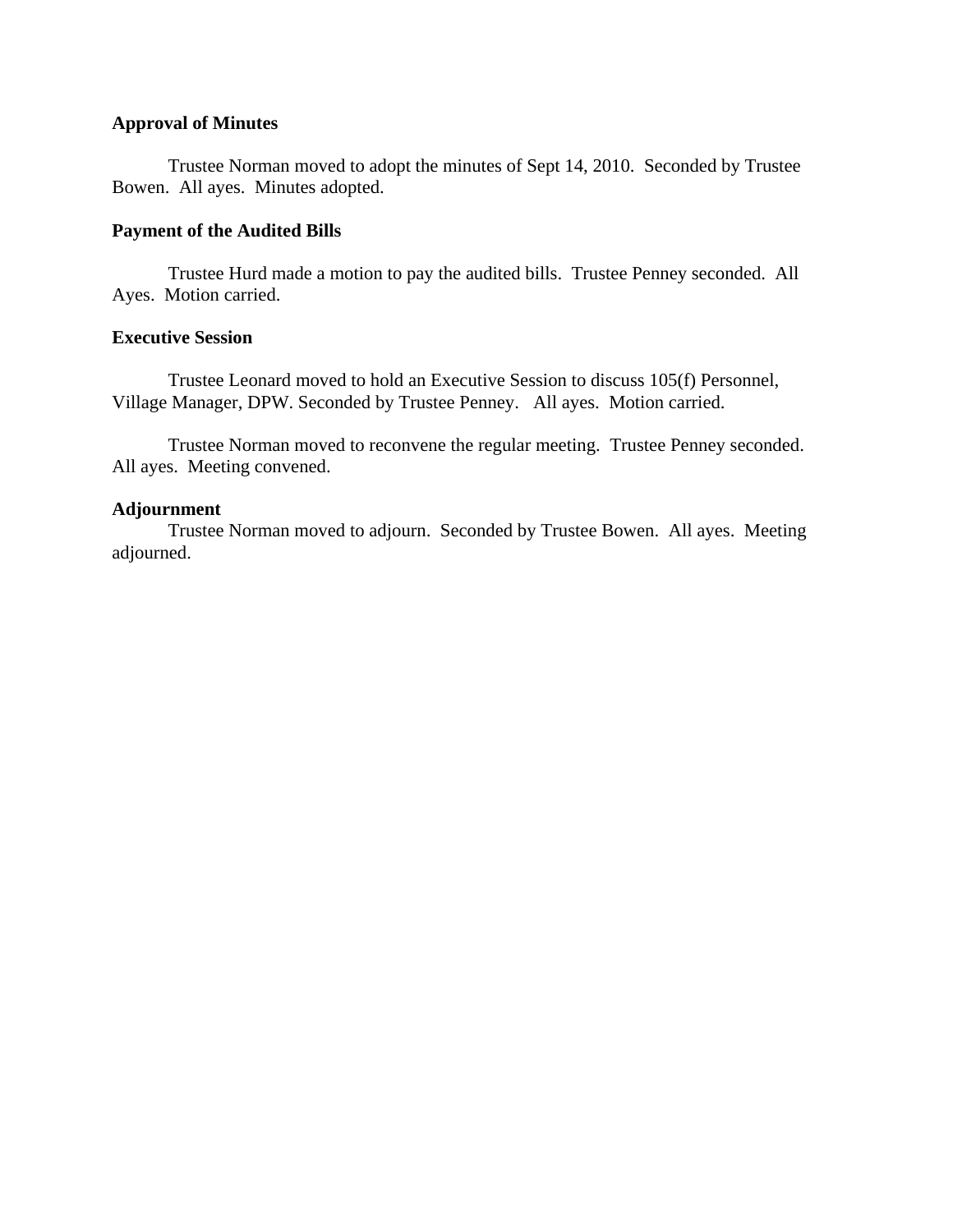**Approval of Minutes**

Trustee Norman moved to adopt the minutes of Sept 14, 2010. Seconded by Trustee Bowen. All ayes. Minutes adopted.

**Payment of the Audited Bills**

Trustee Hurd made a motion to pay the audited bills. Trustee Penney seconded. All Ayes. Motion carried.

**Executive Session**

Trustee Leonard moved to hold an Executive Session to discuss 105(f) Personnel, Village Manager, DPW. Seconded by Trustee Penney. All ayes. Motion carried.

Trustee Norman moved to reconvene the regular meeting. Trustee Penney seconded. All ayes. Meeting convened.

**Adjournment**

Trustee Norman moved to adjourn. Seconded by Trustee Bowen. All ayes. Meeting adjourned.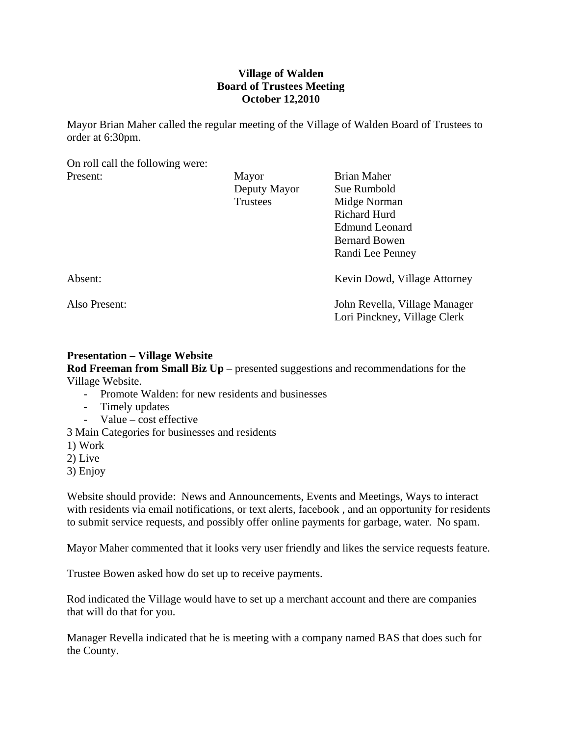**Village of Walden**
**Board of Trustees Meeting**
**October 12,2010**

Mayor Brian Maher called the regular meeting of the Village of Walden Board of Trustees to order at 6:30pm.

On roll call the following were:

| | | |
|---|---|---|
| Present: | Mayor | Brian Maher |
| | Deputy Mayor | Sue Rumbold |
| | Trustees | Midge Norman |
| | | Richard Hurd |
| | | Edmund Leonard |
| | | Bernard Bowen |
| | | Randi Lee Penney |
| Absent: | | Kevin Dowd, Village Attorney |
| Also Present: | | John Revella, Village Manager |
| | | Lori Pinckney, Village Clerk |

**Presentation – Village Website**

**Rod Freeman from Small Biz Up** – presented suggestions and recommendations for the Village Website.

- Promote Walden: for new residents and businesses
- Timely updates
- Value – cost effective

3 Main Categories for businesses and residents

1) Work
2) Live
3) Enjoy

Website should provide: News and Announcements, Events and Meetings, Ways to interact with residents via email notifications, or text alerts, facebook , and an opportunity for residents to submit service requests, and possibly offer online payments for garbage, water. No spam.

Mayor Maher commented that it looks very user friendly and likes the service requests feature.

Trustee Bowen asked how do set up to receive payments.

Rod indicated the Village would have to set up a merchant account and there are companies that will do that for you.

Manager Revella indicated that he is meeting with a company named BAS that does such for the County.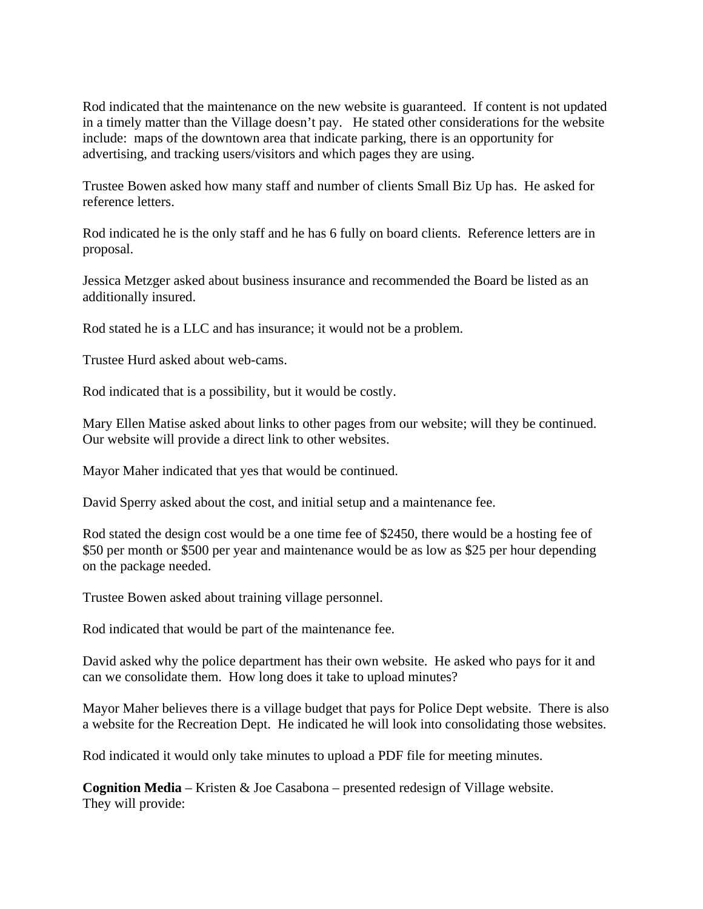Rod indicated that the maintenance on the new website is guaranteed. If content is not updated in a timely matter than the Village doesn't pay. He stated other considerations for the website include: maps of the downtown area that indicate parking, there is an opportunity for advertising, and tracking users/visitors and which pages they are using.

Trustee Bowen asked how many staff and number of clients Small Biz Up has. He asked for reference letters.

Rod indicated he is the only staff and he has 6 fully on board clients. Reference letters are in proposal.

Jessica Metzger asked about business insurance and recommended the Board be listed as an additionally insured.

Rod stated he is a LLC and has insurance; it would not be a problem.

Trustee Hurd asked about web-cams.

Rod indicated that is a possibility, but it would be costly.

Mary Ellen Matise asked about links to other pages from our website; will they be continued. Our website will provide a direct link to other websites.

Mayor Maher indicated that yes that would be continued.

David Sperry asked about the cost, and initial setup and a maintenance fee.

Rod stated the design cost would be a one time fee of $2450, there would be a hosting fee of $50 per month or $500 per year and maintenance would be as low as $25 per hour depending on the package needed.

Trustee Bowen asked about training village personnel.

Rod indicated that would be part of the maintenance fee.

David asked why the police department has their own website. He asked who pays for it and can we consolidate them. How long does it take to upload minutes?

Mayor Maher believes there is a village budget that pays for Police Dept website. There is also a website for the Recreation Dept. He indicated he will look into consolidating those websites.

Rod indicated it would only take minutes to upload a PDF file for meeting minutes.

**Cognition Media** – Kristen & Joe Casabona – presented redesign of Village website.
They will provide: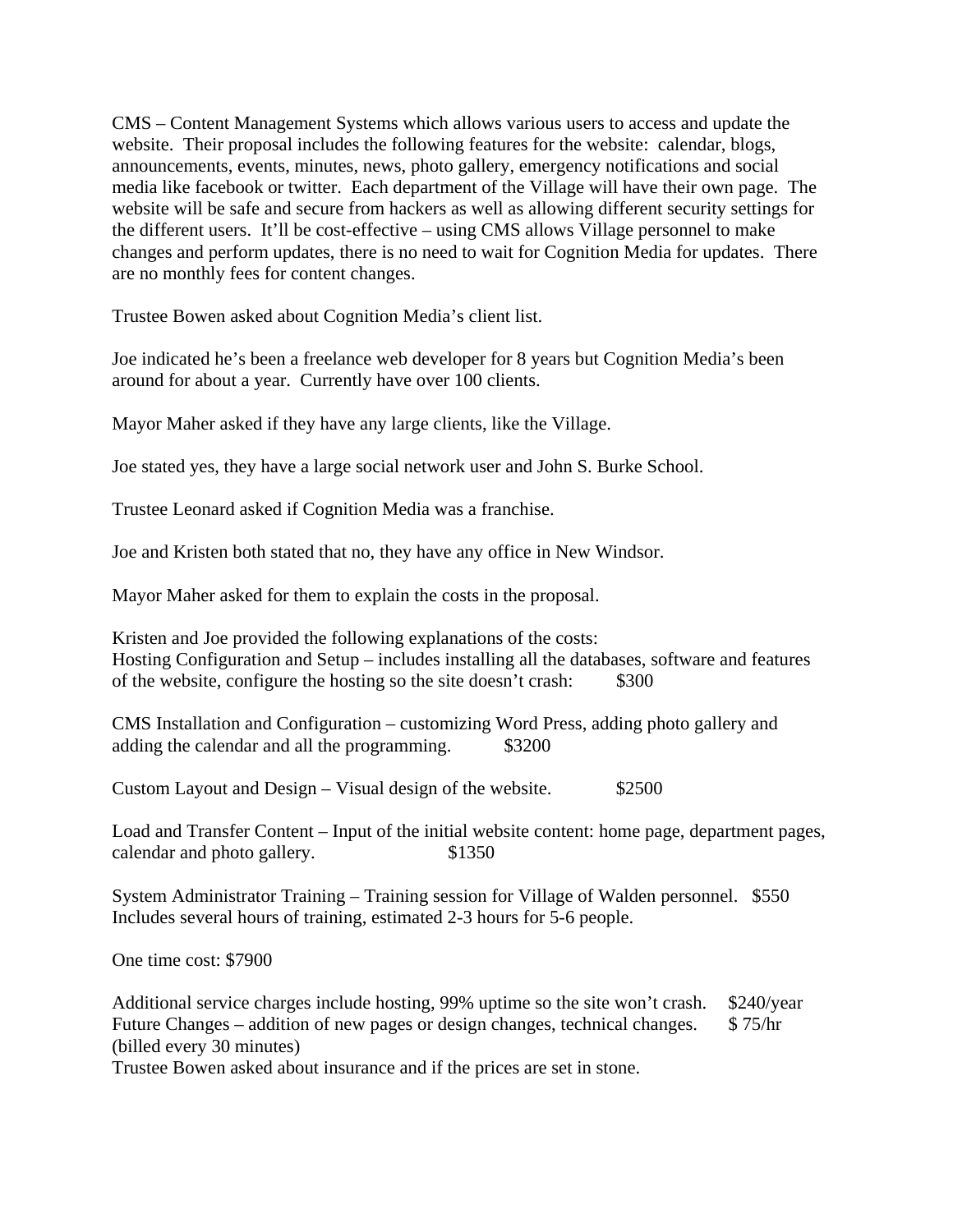CMS – Content Management Systems which allows various users to access and update the website. Their proposal includes the following features for the website: calendar, blogs, announcements, events, minutes, news, photo gallery, emergency notifications and social media like facebook or twitter. Each department of the Village will have their own page. The website will be safe and secure from hackers as well as allowing different security settings for the different users. It'll be cost-effective – using CMS allows Village personnel to make changes and perform updates, there is no need to wait for Cognition Media for updates. There are no monthly fees for content changes.

Trustee Bowen asked about Cognition Media's client list.

Joe indicated he's been a freelance web developer for 8 years but Cognition Media's been around for about a year. Currently have over 100 clients.

Mayor Maher asked if they have any large clients, like the Village.

Joe stated yes, they have a large social network user and John S. Burke School.

Trustee Leonard asked if Cognition Media was a franchise.

Joe and Kristen both stated that no, they have any office in New Windsor.

Mayor Maher asked for them to explain the costs in the proposal.

Kristen and Joe provided the following explanations of the costs:
Hosting Configuration and Setup – includes installing all the databases, software and features of the website, configure the hosting so the site doesn't crash: $300

CMS Installation and Configuration – customizing Word Press, adding photo gallery and adding the calendar and all the programming. $3200

Custom Layout and Design – Visual design of the website. $2500

Load and Transfer Content – Input of the initial website content: home page, department pages, calendar and photo gallery. $1350

System Administrator Training – Training session for Village of Walden personnel. $550
Includes several hours of training, estimated 2-3 hours for 5-6 people.

One time cost: $7900

Additional service charges include hosting, 99% uptime so the site won't crash. $240/year
Future Changes – addition of new pages or design changes, technical changes. $ 75/hr (billed every 30 minutes)
Trustee Bowen asked about insurance and if the prices are set in stone.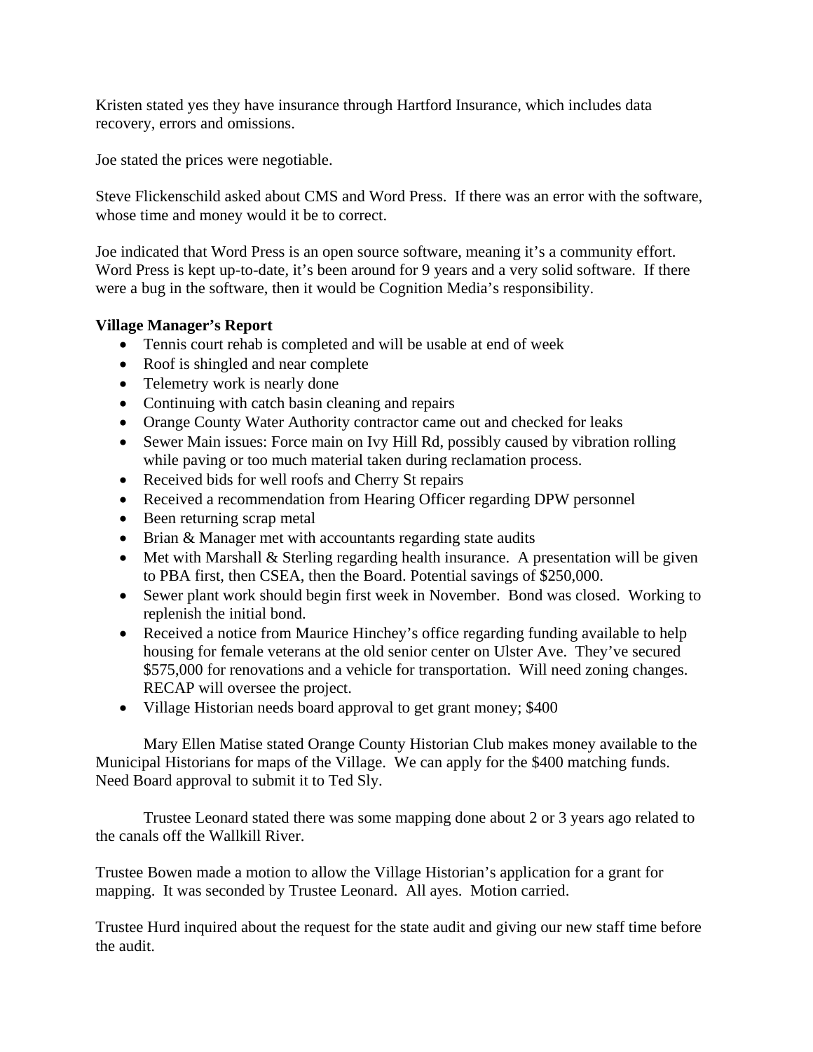Kristen stated yes they have insurance through Hartford Insurance, which includes data recovery, errors and omissions.

Joe stated the prices were negotiable.

Steve Flickenschild asked about CMS and Word Press. If there was an error with the software, whose time and money would it be to correct.

Joe indicated that Word Press is an open source software, meaning it's a community effort. Word Press is kept up-to-date, it's been around for 9 years and a very solid software. If there were a bug in the software, then it would be Cognition Media's responsibility.

**Village Manager's Report**

- Tennis court rehab is completed and will be usable at end of week
- Roof is shingled and near complete
- Telemetry work is nearly done
- Continuing with catch basin cleaning and repairs
- Orange County Water Authority contractor came out and checked for leaks
- Sewer Main issues: Force main on Ivy Hill Rd, possibly caused by vibration rolling while paving or too much material taken during reclamation process.
- Received bids for well roofs and Cherry St repairs
- Received a recommendation from Hearing Officer regarding DPW personnel
- Been returning scrap metal
- Brian & Manager met with accountants regarding state audits
- Met with Marshall & Sterling regarding health insurance. A presentation will be given to PBA first, then CSEA, then the Board. Potential savings of $250,000.
- Sewer plant work should begin first week in November. Bond was closed. Working to replenish the initial bond.
- Received a notice from Maurice Hinchey's office regarding funding available to help housing for female veterans at the old senior center on Ulster Ave. They've secured $575,000 for renovations and a vehicle for transportation. Will need zoning changes. RECAP will oversee the project.
- Village Historian needs board approval to get grant money; $400

Mary Ellen Matise stated Orange County Historian Club makes money available to the Municipal Historians for maps of the Village. We can apply for the $400 matching funds. Need Board approval to submit it to Ted Sly.

Trustee Leonard stated there was some mapping done about 2 or 3 years ago related to the canals off the Wallkill River.

Trustee Bowen made a motion to allow the Village Historian's application for a grant for mapping. It was seconded by Trustee Leonard. All ayes. Motion carried.

Trustee Hurd inquired about the request for the state audit and giving our new staff time before the audit.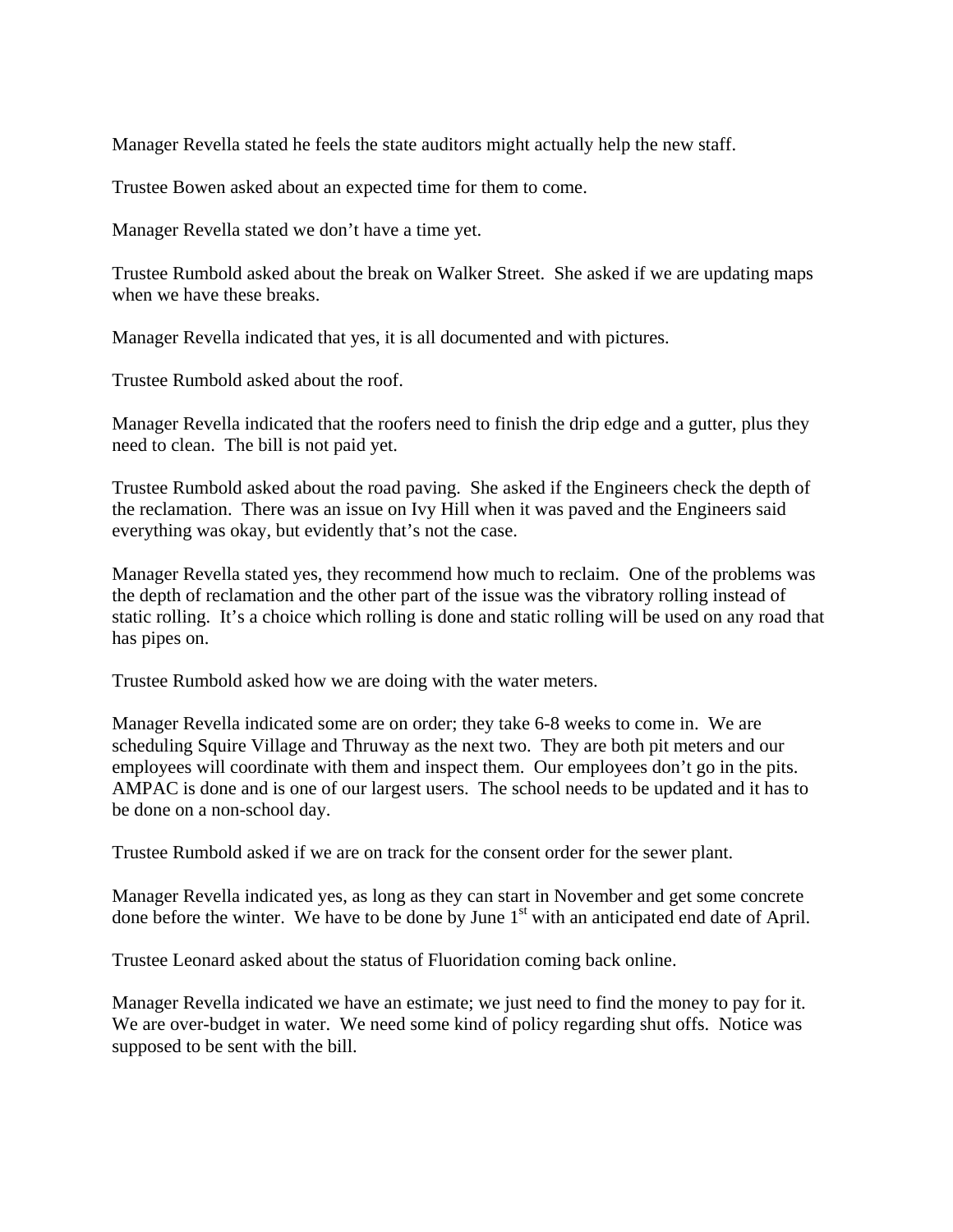Manager Revella stated he feels the state auditors might actually help the new staff.

Trustee Bowen asked about an expected time for them to come.

Manager Revella stated we don't have a time yet.

Trustee Rumbold asked about the break on Walker Street. She asked if we are updating maps when we have these breaks.

Manager Revella indicated that yes, it is all documented and with pictures.

Trustee Rumbold asked about the roof.

Manager Revella indicated that the roofers need to finish the drip edge and a gutter, plus they need to clean. The bill is not paid yet.

Trustee Rumbold asked about the road paving. She asked if the Engineers check the depth of the reclamation. There was an issue on Ivy Hill when it was paved and the Engineers said everything was okay, but evidently that's not the case.

Manager Revella stated yes, they recommend how much to reclaim. One of the problems was the depth of reclamation and the other part of the issue was the vibratory rolling instead of static rolling. It's a choice which rolling is done and static rolling will be used on any road that has pipes on.

Trustee Rumbold asked how we are doing with the water meters.

Manager Revella indicated some are on order; they take 6-8 weeks to come in. We are scheduling Squire Village and Thruway as the next two. They are both pit meters and our employees will coordinate with them and inspect them. Our employees don't go in the pits. AMPAC is done and is one of our largest users. The school needs to be updated and it has to be done on a non-school day.

Trustee Rumbold asked if we are on track for the consent order for the sewer plant.

Manager Revella indicated yes, as long as they can start in November and get some concrete done before the winter. We have to be done by June 1st with an anticipated end date of April.

Trustee Leonard asked about the status of Fluoridation coming back online.

Manager Revella indicated we have an estimate; we just need to find the money to pay for it. We are over-budget in water. We need some kind of policy regarding shut offs. Notice was supposed to be sent with the bill.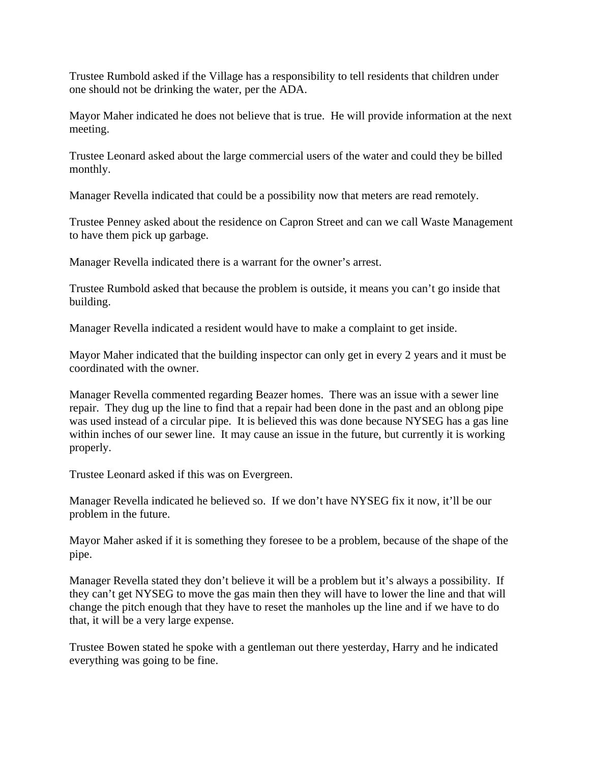Trustee Rumbold asked if the Village has a responsibility to tell residents that children under one should not be drinking the water, per the ADA.

Mayor Maher indicated he does not believe that is true. He will provide information at the next meeting.

Trustee Leonard asked about the large commercial users of the water and could they be billed monthly.

Manager Revella indicated that could be a possibility now that meters are read remotely.

Trustee Penney asked about the residence on Capron Street and can we call Waste Management to have them pick up garbage.

Manager Revella indicated there is a warrant for the owner's arrest.

Trustee Rumbold asked that because the problem is outside, it means you can't go inside that building.

Manager Revella indicated a resident would have to make a complaint to get inside.

Mayor Maher indicated that the building inspector can only get in every 2 years and it must be coordinated with the owner.

Manager Revella commented regarding Beazer homes. There was an issue with a sewer line repair. They dug up the line to find that a repair had been done in the past and an oblong pipe was used instead of a circular pipe. It is believed this was done because NYSEG has a gas line within inches of our sewer line. It may cause an issue in the future, but currently it is working properly.

Trustee Leonard asked if this was on Evergreen.

Manager Revella indicated he believed so. If we don't have NYSEG fix it now, it'll be our problem in the future.

Mayor Maher asked if it is something they foresee to be a problem, because of the shape of the pipe.

Manager Revella stated they don't believe it will be a problem but it's always a possibility. If they can't get NYSEG to move the gas main then they will have to lower the line and that will change the pitch enough that they have to reset the manholes up the line and if we have to do that, it will be a very large expense.

Trustee Bowen stated he spoke with a gentleman out there yesterday, Harry and he indicated everything was going to be fine.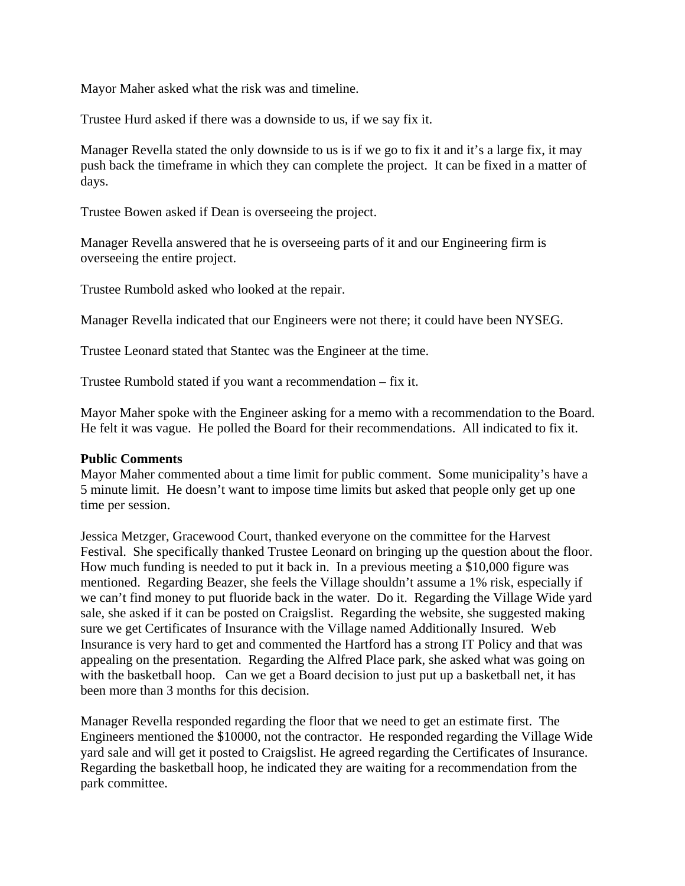Mayor Maher asked what the risk was and timeline.

Trustee Hurd asked if there was a downside to us, if we say fix it.

Manager Revella stated the only downside to us is if we go to fix it and it's a large fix, it may push back the timeframe in which they can complete the project. It can be fixed in a matter of days.

Trustee Bowen asked if Dean is overseeing the project.

Manager Revella answered that he is overseeing parts of it and our Engineering firm is overseeing the entire project.

Trustee Rumbold asked who looked at the repair.

Manager Revella indicated that our Engineers were not there; it could have been NYSEG.

Trustee Leonard stated that Stantec was the Engineer at the time.

Trustee Rumbold stated if you want a recommendation – fix it.

Mayor Maher spoke with the Engineer asking for a memo with a recommendation to the Board. He felt it was vague. He polled the Board for their recommendations. All indicated to fix it.

**Public Comments**

Mayor Maher commented about a time limit for public comment. Some municipality's have a 5 minute limit. He doesn't want to impose time limits but asked that people only get up one time per session.

Jessica Metzger, Gracewood Court, thanked everyone on the committee for the Harvest Festival. She specifically thanked Trustee Leonard on bringing up the question about the floor. How much funding is needed to put it back in. In a previous meeting a $10,000 figure was mentioned. Regarding Beazer, she feels the Village shouldn't assume a 1% risk, especially if we can't find money to put fluoride back in the water. Do it. Regarding the Village Wide yard sale, she asked if it can be posted on Craigslist. Regarding the website, she suggested making sure we get Certificates of Insurance with the Village named Additionally Insured. Web Insurance is very hard to get and commented the Hartford has a strong IT Policy and that was appealing on the presentation. Regarding the Alfred Place park, she asked what was going on with the basketball hoop. Can we get a Board decision to just put up a basketball net, it has been more than 3 months for this decision.

Manager Revella responded regarding the floor that we need to get an estimate first. The Engineers mentioned the $10000, not the contractor. He responded regarding the Village Wide yard sale and will get it posted to Craigslist. He agreed regarding the Certificates of Insurance. Regarding the basketball hoop, he indicated they are waiting for a recommendation from the park committee.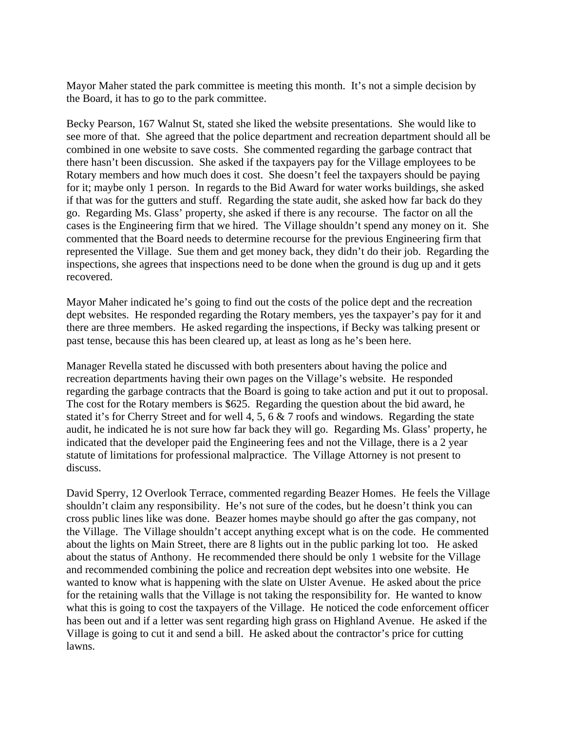Mayor Maher stated the park committee is meeting this month. It's not a simple decision by the Board, it has to go to the park committee.

Becky Pearson, 167 Walnut St, stated she liked the website presentations. She would like to see more of that. She agreed that the police department and recreation department should all be combined in one website to save costs. She commented regarding the garbage contract that there hasn't been discussion. She asked if the taxpayers pay for the Village employees to be Rotary members and how much does it cost. She doesn't feel the taxpayers should be paying for it; maybe only 1 person. In regards to the Bid Award for water works buildings, she asked if that was for the gutters and stuff. Regarding the state audit, she asked how far back do they go. Regarding Ms. Glass' property, she asked if there is any recourse. The factor on all the cases is the Engineering firm that we hired. The Village shouldn't spend any money on it. She commented that the Board needs to determine recourse for the previous Engineering firm that represented the Village. Sue them and get money back, they didn't do their job. Regarding the inspections, she agrees that inspections need to be done when the ground is dug up and it gets recovered.

Mayor Maher indicated he's going to find out the costs of the police dept and the recreation dept websites. He responded regarding the Rotary members, yes the taxpayer's pay for it and there are three members. He asked regarding the inspections, if Becky was talking present or past tense, because this has been cleared up, at least as long as he's been here.

Manager Revella stated he discussed with both presenters about having the police and recreation departments having their own pages on the Village's website. He responded regarding the garbage contracts that the Board is going to take action and put it out to proposal. The cost for the Rotary members is $625. Regarding the question about the bid award, he stated it's for Cherry Street and for well 4, 5, 6 & 7 roofs and windows. Regarding the state audit, he indicated he is not sure how far back they will go. Regarding Ms. Glass' property, he indicated that the developer paid the Engineering fees and not the Village, there is a 2 year statute of limitations for professional malpractice. The Village Attorney is not present to discuss.

David Sperry, 12 Overlook Terrace, commented regarding Beazer Homes. He feels the Village shouldn't claim any responsibility. He's not sure of the codes, but he doesn't think you can cross public lines like was done. Beazer homes maybe should go after the gas company, not the Village. The Village shouldn't accept anything except what is on the code. He commented about the lights on Main Street, there are 8 lights out in the public parking lot too. He asked about the status of Anthony. He recommended there should be only 1 website for the Village and recommended combining the police and recreation dept websites into one website. He wanted to know what is happening with the slate on Ulster Avenue. He asked about the price for the retaining walls that the Village is not taking the responsibility for. He wanted to know what this is going to cost the taxpayers of the Village. He noticed the code enforcement officer has been out and if a letter was sent regarding high grass on Highland Avenue. He asked if the Village is going to cut it and send a bill. He asked about the contractor's price for cutting lawns.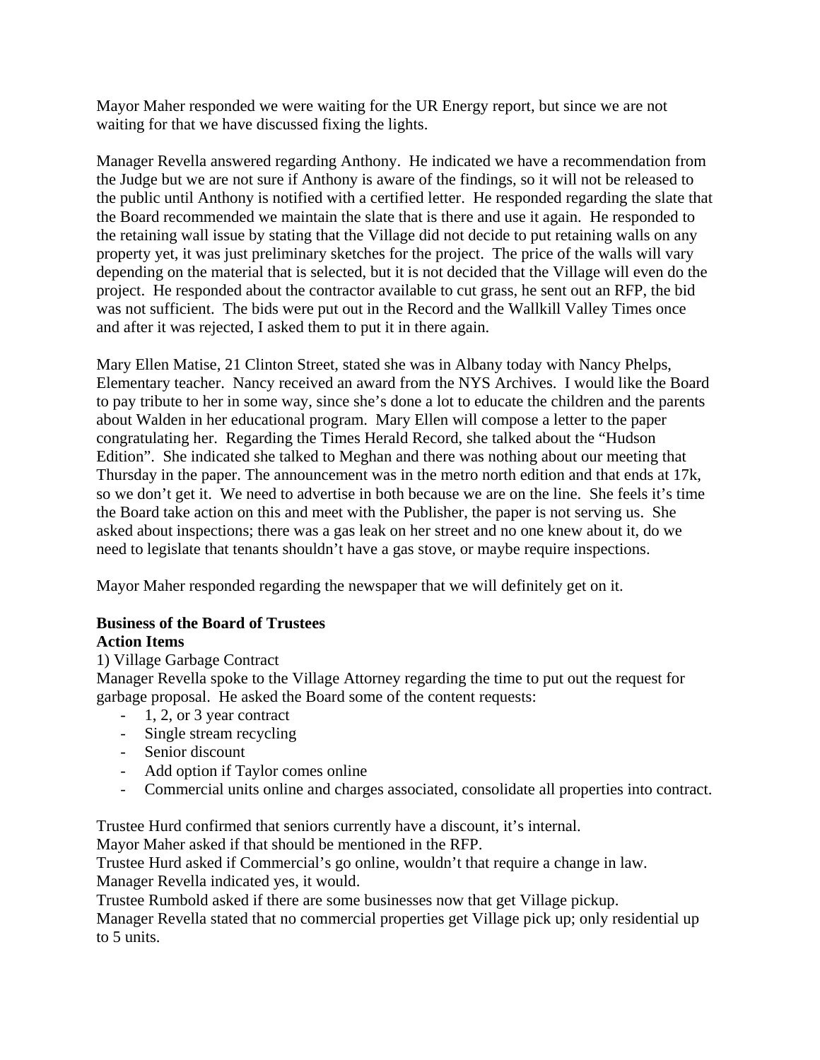Mayor Maher responded we were waiting for the UR Energy report, but since we are not waiting for that we have discussed fixing the lights.

Manager Revella answered regarding Anthony. He indicated we have a recommendation from the Judge but we are not sure if Anthony is aware of the findings, so it will not be released to the public until Anthony is notified with a certified letter. He responded regarding the slate that the Board recommended we maintain the slate that is there and use it again. He responded to the retaining wall issue by stating that the Village did not decide to put retaining walls on any property yet, it was just preliminary sketches for the project. The price of the walls will vary depending on the material that is selected, but it is not decided that the Village will even do the project. He responded about the contractor available to cut grass, he sent out an RFP, the bid was not sufficient. The bids were put out in the Record and the Wallkill Valley Times once and after it was rejected, I asked them to put it in there again.

Mary Ellen Matise, 21 Clinton Street, stated she was in Albany today with Nancy Phelps, Elementary teacher. Nancy received an award from the NYS Archives. I would like the Board to pay tribute to her in some way, since she's done a lot to educate the children and the parents about Walden in her educational program. Mary Ellen will compose a letter to the paper congratulating her. Regarding the Times Herald Record, she talked about the "Hudson Edition". She indicated she talked to Meghan and there was nothing about our meeting that Thursday in the paper. The announcement was in the metro north edition and that ends at 17k, so we don't get it. We need to advertise in both because we are on the line. She feels it's time the Board take action on this and meet with the Publisher, the paper is not serving us. She asked about inspections; there was a gas leak on her street and no one knew about it, do we need to legislate that tenants shouldn't have a gas stove, or maybe require inspections.

Mayor Maher responded regarding the newspaper that we will definitely get on it.

**Business of the Board of Trustees**
**Action Items**

1) Village Garbage Contract

Manager Revella spoke to the Village Attorney regarding the time to put out the request for garbage proposal. He asked the Board some of the content requests:

- 1, 2, or 3 year contract
- Single stream recycling
- Senior discount
- Add option if Taylor comes online
- Commercial units online and charges associated, consolidate all properties into contract.

Trustee Hurd confirmed that seniors currently have a discount, it's internal.
Mayor Maher asked if that should be mentioned in the RFP.
Trustee Hurd asked if Commercial's go online, wouldn't that require a change in law.
Manager Revella indicated yes, it would.
Trustee Rumbold asked if there are some businesses now that get Village pickup.
Manager Revella stated that no commercial properties get Village pick up; only residential up to 5 units.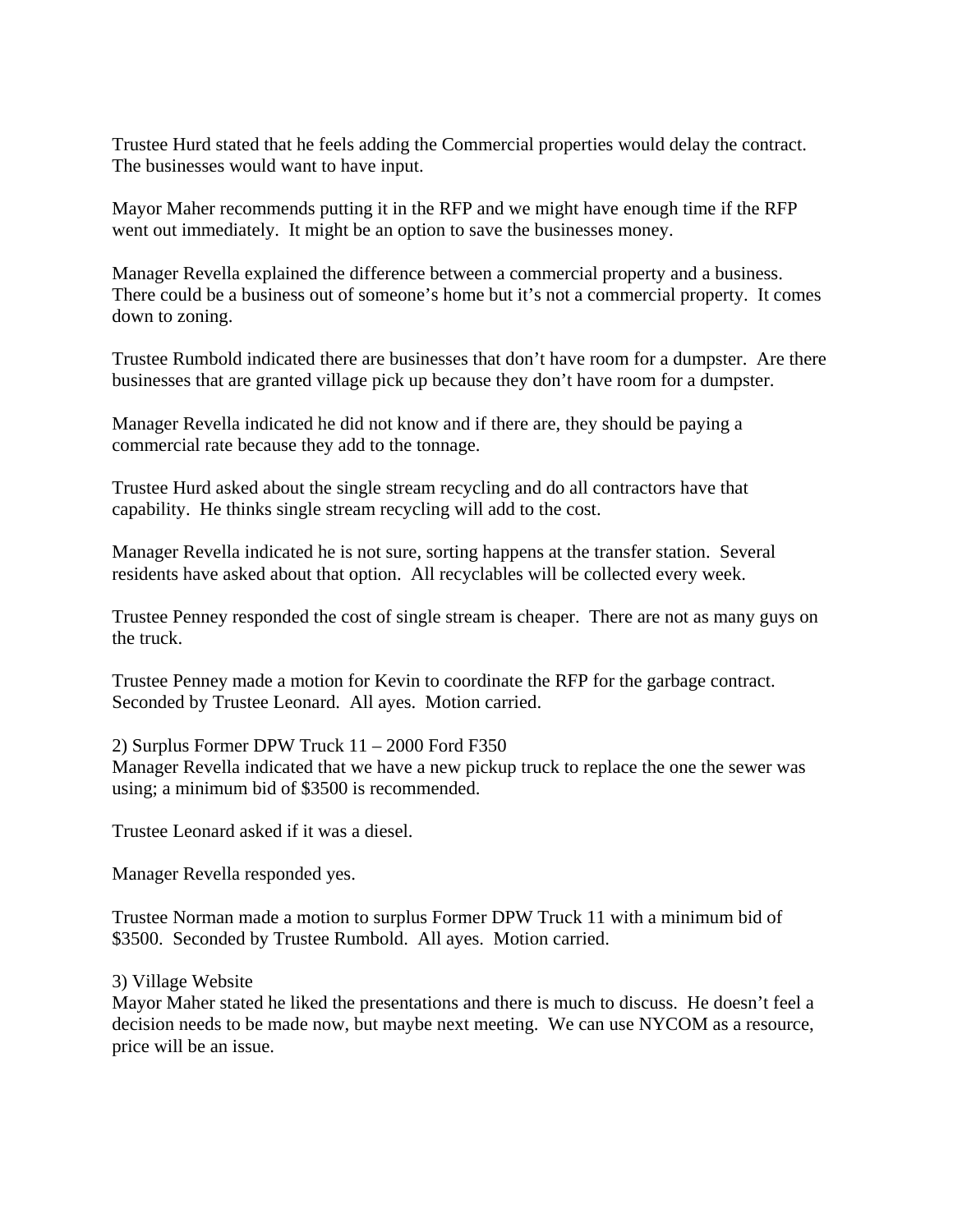Trustee Hurd stated that he feels adding the Commercial properties would delay the contract. The businesses would want to have input.

Mayor Maher recommends putting it in the RFP and we might have enough time if the RFP went out immediately. It might be an option to save the businesses money.

Manager Revella explained the difference between a commercial property and a business. There could be a business out of someone's home but it's not a commercial property. It comes down to zoning.

Trustee Rumbold indicated there are businesses that don't have room for a dumpster. Are there businesses that are granted village pick up because they don't have room for a dumpster.

Manager Revella indicated he did not know and if there are, they should be paying a commercial rate because they add to the tonnage.

Trustee Hurd asked about the single stream recycling and do all contractors have that capability. He thinks single stream recycling will add to the cost.

Manager Revella indicated he is not sure, sorting happens at the transfer station. Several residents have asked about that option. All recyclables will be collected every week.

Trustee Penney responded the cost of single stream is cheaper. There are not as many guys on the truck.

Trustee Penney made a motion for Kevin to coordinate the RFP for the garbage contract. Seconded by Trustee Leonard. All ayes. Motion carried.

2) Surplus Former DPW Truck 11 – 2000 Ford F350
Manager Revella indicated that we have a new pickup truck to replace the one the sewer was using; a minimum bid of $3500 is recommended.

Trustee Leonard asked if it was a diesel.

Manager Revella responded yes.

Trustee Norman made a motion to surplus Former DPW Truck 11 with a minimum bid of $3500. Seconded by Trustee Rumbold. All ayes. Motion carried.

3) Village Website
Mayor Maher stated he liked the presentations and there is much to discuss. He doesn't feel a decision needs to be made now, but maybe next meeting. We can use NYCOM as a resource, price will be an issue.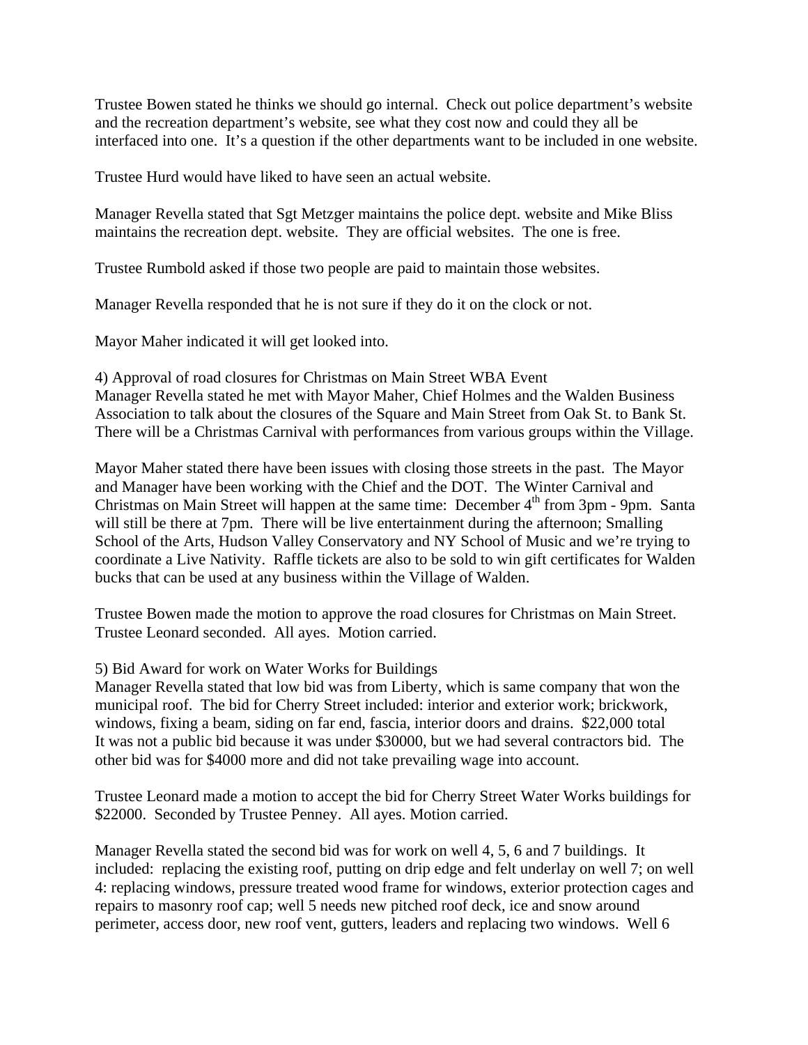Trustee Bowen stated he thinks we should go internal. Check out police department's website and the recreation department's website, see what they cost now and could they all be interfaced into one. It's a question if the other departments want to be included in one website.

Trustee Hurd would have liked to have seen an actual website.

Manager Revella stated that Sgt Metzger maintains the police dept. website and Mike Bliss maintains the recreation dept. website. They are official websites. The one is free.

Trustee Rumbold asked if those two people are paid to maintain those websites.

Manager Revella responded that he is not sure if they do it on the clock or not.

Mayor Maher indicated it will get looked into.

4) Approval of road closures for Christmas on Main Street WBA Event
Manager Revella stated he met with Mayor Maher, Chief Holmes and the Walden Business Association to talk about the closures of the Square and Main Street from Oak St. to Bank St. There will be a Christmas Carnival with performances from various groups within the Village.

Mayor Maher stated there have been issues with closing those streets in the past. The Mayor and Manager have been working with the Chief and the DOT. The Winter Carnival and Christmas on Main Street will happen at the same time: December 4th from 3pm - 9pm. Santa will still be there at 7pm. There will be live entertainment during the afternoon; Smalling School of the Arts, Hudson Valley Conservatory and NY School of Music and we're trying to coordinate a Live Nativity. Raffle tickets are also to be sold to win gift certificates for Walden bucks that can be used at any business within the Village of Walden.

Trustee Bowen made the motion to approve the road closures for Christmas on Main Street. Trustee Leonard seconded. All ayes. Motion carried.

5) Bid Award for work on Water Works for Buildings
Manager Revella stated that low bid was from Liberty, which is same company that won the municipal roof. The bid for Cherry Street included: interior and exterior work; brickwork, windows, fixing a beam, siding on far end, fascia, interior doors and drains. $22,000 total
It was not a public bid because it was under $30000, but we had several contractors bid. The other bid was for $4000 more and did not take prevailing wage into account.

Trustee Leonard made a motion to accept the bid for Cherry Street Water Works buildings for $22000. Seconded by Trustee Penney. All ayes. Motion carried.

Manager Revella stated the second bid was for work on well 4, 5, 6 and 7 buildings. It included: replacing the existing roof, putting on drip edge and felt underlay on well 7; on well 4: replacing windows, pressure treated wood frame for windows, exterior protection cages and repairs to masonry roof cap; well 5 needs new pitched roof deck, ice and snow around perimeter, access door, new roof vent, gutters, leaders and replacing two windows. Well 6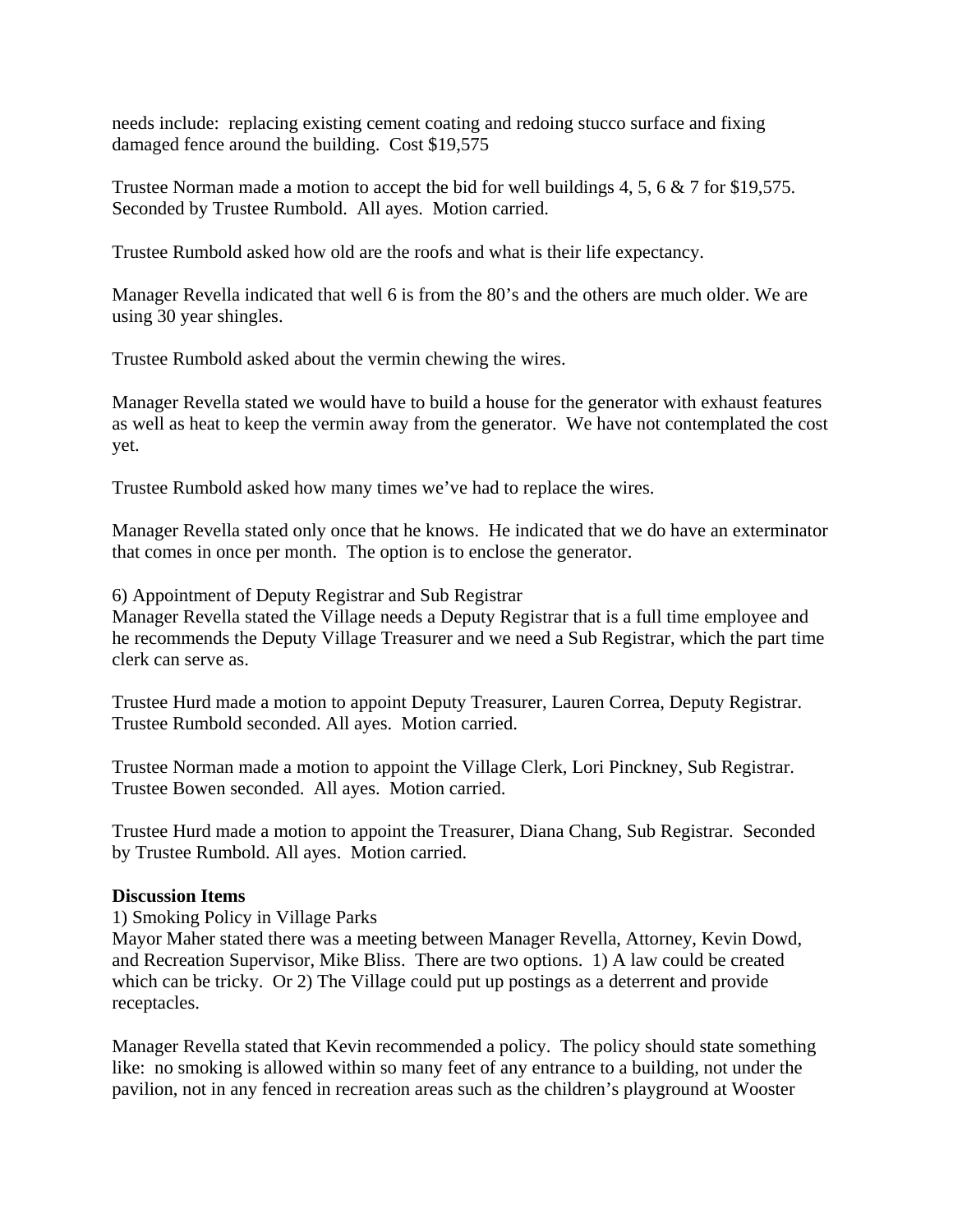needs include: replacing existing cement coating and redoing stucco surface and fixing damaged fence around the building. Cost $19,575

Trustee Norman made a motion to accept the bid for well buildings 4, 5, 6 & 7 for $19,575. Seconded by Trustee Rumbold. All ayes. Motion carried.

Trustee Rumbold asked how old are the roofs and what is their life expectancy.

Manager Revella indicated that well 6 is from the 80's and the others are much older. We are using 30 year shingles.

Trustee Rumbold asked about the vermin chewing the wires.

Manager Revella stated we would have to build a house for the generator with exhaust features as well as heat to keep the vermin away from the generator. We have not contemplated the cost yet.

Trustee Rumbold asked how many times we've had to replace the wires.

Manager Revella stated only once that he knows. He indicated that we do have an exterminator that comes in once per month. The option is to enclose the generator.

6) Appointment of Deputy Registrar and Sub Registrar
Manager Revella stated the Village needs a Deputy Registrar that is a full time employee and he recommends the Deputy Village Treasurer and we need a Sub Registrar, which the part time clerk can serve as.

Trustee Hurd made a motion to appoint Deputy Treasurer, Lauren Correa, Deputy Registrar. Trustee Rumbold seconded. All ayes. Motion carried.

Trustee Norman made a motion to appoint the Village Clerk, Lori Pinckney, Sub Registrar. Trustee Bowen seconded. All ayes. Motion carried.

Trustee Hurd made a motion to appoint the Treasurer, Diana Chang, Sub Registrar. Seconded by Trustee Rumbold. All ayes. Motion carried.

**Discussion Items**

1) Smoking Policy in Village Parks
Mayor Maher stated there was a meeting between Manager Revella, Attorney, Kevin Dowd, and Recreation Supervisor, Mike Bliss. There are two options. 1) A law could be created which can be tricky. Or 2) The Village could put up postings as a deterrent and provide receptacles.

Manager Revella stated that Kevin recommended a policy. The policy should state something like: no smoking is allowed within so many feet of any entrance to a building, not under the pavilion, not in any fenced in recreation areas such as the children's playground at Wooster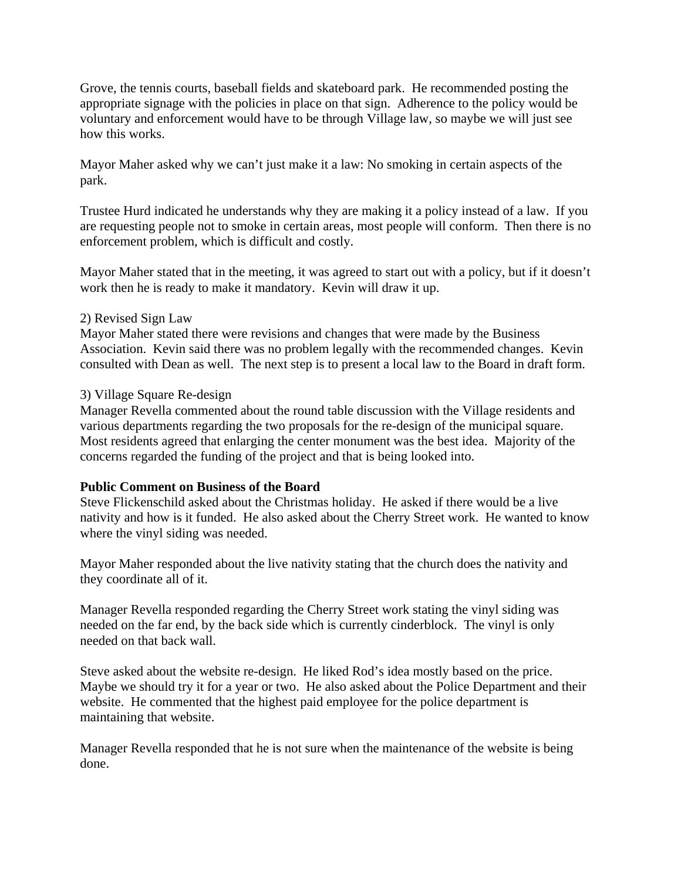Grove, the tennis courts, baseball fields and skateboard park. He recommended posting the appropriate signage with the policies in place on that sign. Adherence to the policy would be voluntary and enforcement would have to be through Village law, so maybe we will just see how this works.

Mayor Maher asked why we can't just make it a law: No smoking in certain aspects of the park.

Trustee Hurd indicated he understands why they are making it a policy instead of a law. If you are requesting people not to smoke in certain areas, most people will conform. Then there is no enforcement problem, which is difficult and costly.

Mayor Maher stated that in the meeting, it was agreed to start out with a policy, but if it doesn't work then he is ready to make it mandatory. Kevin will draw it up.

2) Revised Sign Law
Mayor Maher stated there were revisions and changes that were made by the Business Association. Kevin said there was no problem legally with the recommended changes. Kevin consulted with Dean as well. The next step is to present a local law to the Board in draft form.

3) Village Square Re-design
Manager Revella commented about the round table discussion with the Village residents and various departments regarding the two proposals for the re-design of the municipal square. Most residents agreed that enlarging the center monument was the best idea. Majority of the concerns regarded the funding of the project and that is being looked into.

**Public Comment on Business of the Board**
Steve Flickenschild asked about the Christmas holiday. He asked if there would be a live nativity and how is it funded. He also asked about the Cherry Street work. He wanted to know where the vinyl siding was needed.

Mayor Maher responded about the live nativity stating that the church does the nativity and they coordinate all of it.

Manager Revella responded regarding the Cherry Street work stating the vinyl siding was needed on the far end, by the back side which is currently cinderblock. The vinyl is only needed on that back wall.

Steve asked about the website re-design. He liked Rod's idea mostly based on the price. Maybe we should try it for a year or two. He also asked about the Police Department and their website. He commented that the highest paid employee for the police department is maintaining that website.

Manager Revella responded that he is not sure when the maintenance of the website is being done.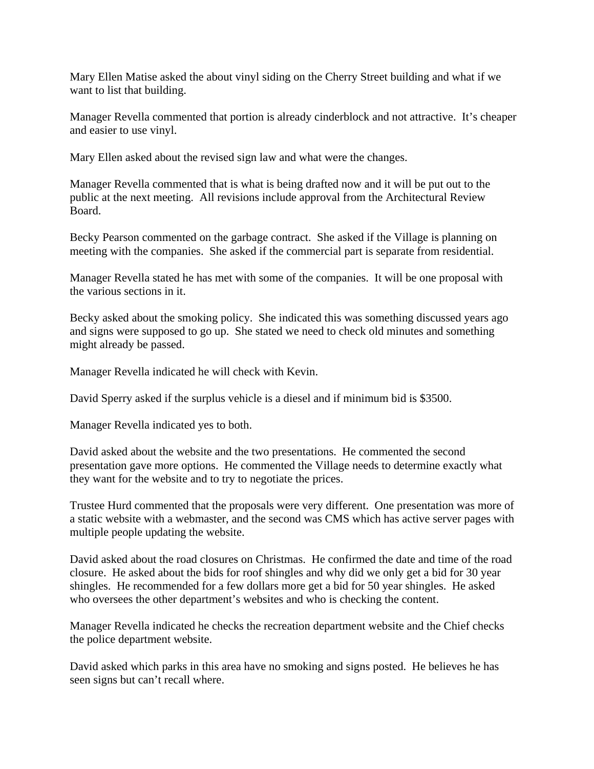Mary Ellen Matise asked the about vinyl siding on the Cherry Street building and what if we want to list that building.

Manager Revella commented that portion is already cinderblock and not attractive. It's cheaper and easier to use vinyl.

Mary Ellen asked about the revised sign law and what were the changes.

Manager Revella commented that is what is being drafted now and it will be put out to the public at the next meeting. All revisions include approval from the Architectural Review Board.

Becky Pearson commented on the garbage contract. She asked if the Village is planning on meeting with the companies. She asked if the commercial part is separate from residential.

Manager Revella stated he has met with some of the companies. It will be one proposal with the various sections in it.

Becky asked about the smoking policy. She indicated this was something discussed years ago and signs were supposed to go up. She stated we need to check old minutes and something might already be passed.

Manager Revella indicated he will check with Kevin.

David Sperry asked if the surplus vehicle is a diesel and if minimum bid is $3500.

Manager Revella indicated yes to both.

David asked about the website and the two presentations. He commented the second presentation gave more options. He commented the Village needs to determine exactly what they want for the website and to try to negotiate the prices.

Trustee Hurd commented that the proposals were very different. One presentation was more of a static website with a webmaster, and the second was CMS which has active server pages with multiple people updating the website.

David asked about the road closures on Christmas. He confirmed the date and time of the road closure. He asked about the bids for roof shingles and why did we only get a bid for 30 year shingles. He recommended for a few dollars more get a bid for 50 year shingles. He asked who oversees the other department's websites and who is checking the content.

Manager Revella indicated he checks the recreation department website and the Chief checks the police department website.

David asked which parks in this area have no smoking and signs posted. He believes he has seen signs but can't recall where.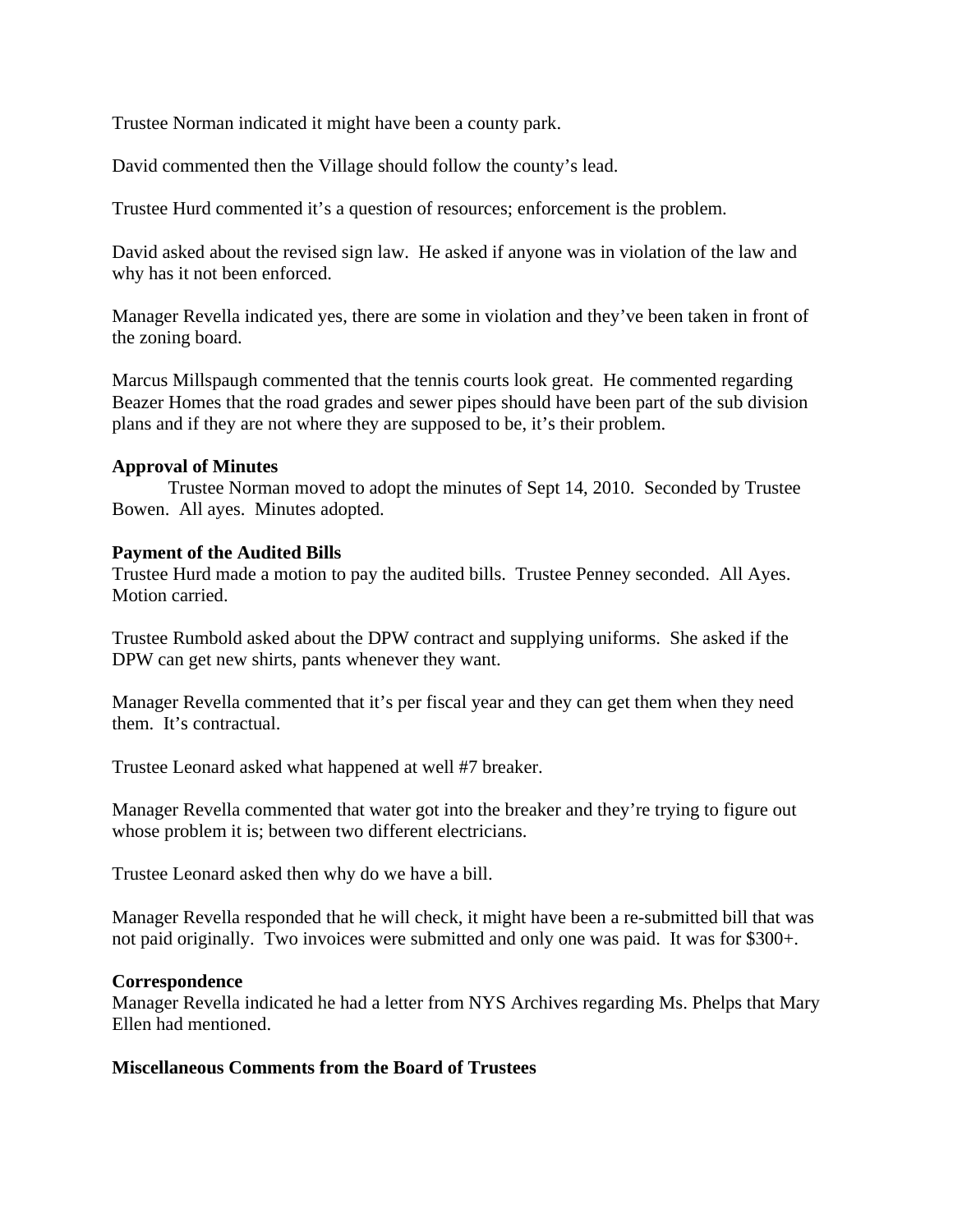Trustee Norman indicated it might have been a county park.

David commented then the Village should follow the county's lead.

Trustee Hurd commented it's a question of resources; enforcement is the problem.

David asked about the revised sign law. He asked if anyone was in violation of the law and why has it not been enforced.

Manager Revella indicated yes, there are some in violation and they've been taken in front of the zoning board.

Marcus Millspaugh commented that the tennis courts look great. He commented regarding Beazer Homes that the road grades and sewer pipes should have been part of the sub division plans and if they are not where they are supposed to be, it's their problem.

**Approval of Minutes**

Trustee Norman moved to adopt the minutes of Sept 14, 2010. Seconded by Trustee Bowen. All ayes. Minutes adopted.

**Payment of the Audited Bills**

Trustee Hurd made a motion to pay the audited bills. Trustee Penney seconded. All Ayes. Motion carried.

Trustee Rumbold asked about the DPW contract and supplying uniforms. She asked if the DPW can get new shirts, pants whenever they want.

Manager Revella commented that it's per fiscal year and they can get them when they need them. It's contractual.

Trustee Leonard asked what happened at well #7 breaker.

Manager Revella commented that water got into the breaker and they're trying to figure out whose problem it is; between two different electricians.

Trustee Leonard asked then why do we have a bill.

Manager Revella responded that he will check, it might have been a re-submitted bill that was not paid originally. Two invoices were submitted and only one was paid. It was for $300+.

**Correspondence**

Manager Revella indicated he had a letter from NYS Archives regarding Ms. Phelps that Mary Ellen had mentioned.

**Miscellaneous Comments from the Board of Trustees**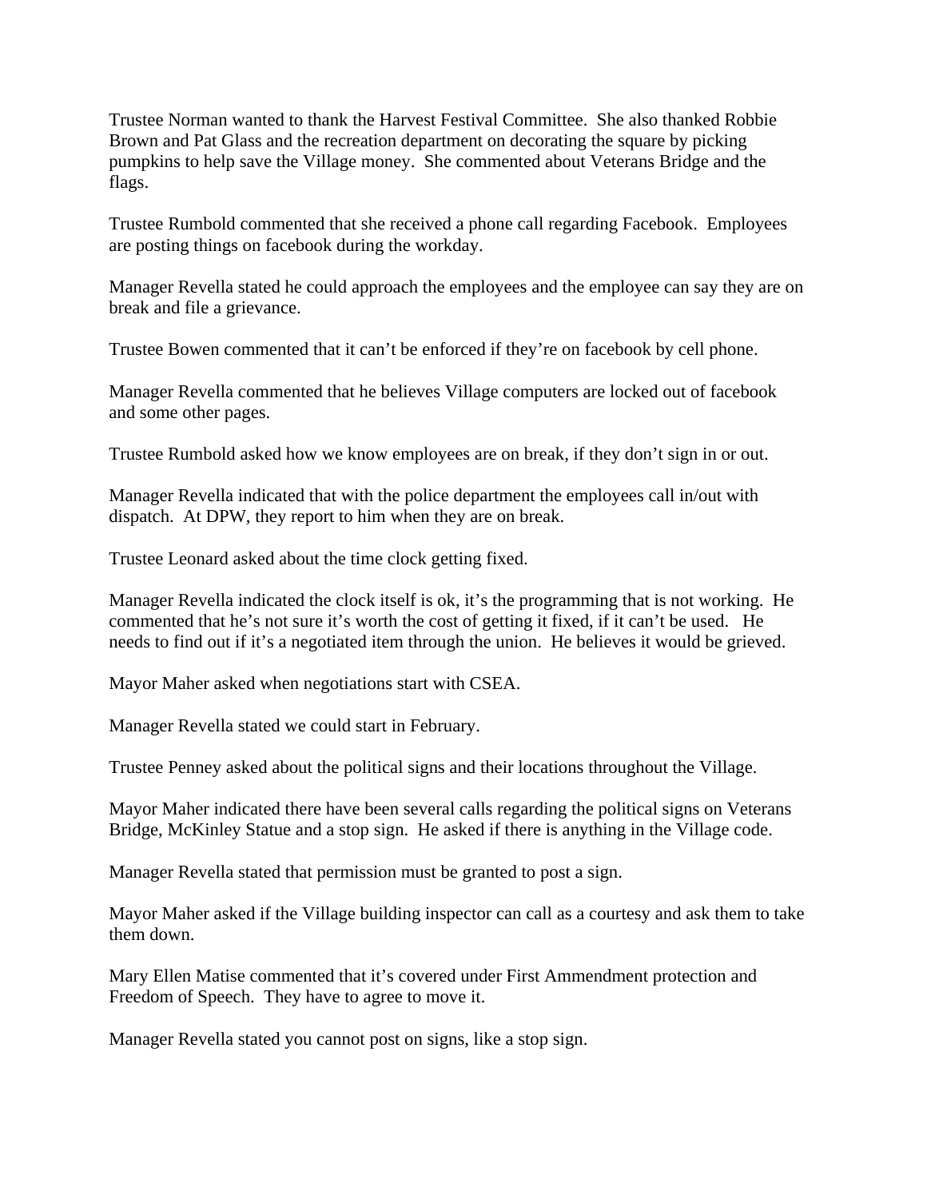Trustee Norman wanted to thank the Harvest Festival Committee.  She also thanked Robbie Brown and Pat Glass and the recreation department on decorating the square by picking pumpkins to help save the Village money.  She commented about Veterans Bridge and the flags.

Trustee Rumbold commented that she received a phone call regarding Facebook.  Employees are posting things on facebook during the workday.

Manager Revella stated he could approach the employees and the employee can say they are on break and file a grievance.

Trustee Bowen commented that it can't be enforced if they're on facebook by cell phone.

Manager Revella commented that he believes Village computers are locked out of facebook and some other pages.

Trustee Rumbold asked how we know employees are on break, if they don't sign in or out.

Manager Revella indicated that with the police department the employees call in/out with dispatch.  At DPW, they report to him when they are on break.

Trustee Leonard asked about the time clock getting fixed.

Manager Revella indicated the clock itself is ok, it's the programming that is not working.  He commented that he's not sure it's worth the cost of getting it fixed, if it can't be used.   He needs to find out if it's a negotiated item through the union.  He believes it would be grieved.

Mayor Maher asked when negotiations start with CSEA.

Manager Revella stated we could start in February.

Trustee Penney asked about the political signs and their locations throughout the Village.

Mayor Maher indicated there have been several calls regarding the political signs on Veterans Bridge, McKinley Statue and a stop sign.  He asked if there is anything in the Village code.

Manager Revella stated that permission must be granted to post a sign.

Mayor Maher asked if the Village building inspector can call as a courtesy and ask them to take them down.

Mary Ellen Matise commented that it's covered under First Ammendment protection and Freedom of Speech.  They have to agree to move it.

Manager Revella stated you cannot post on signs, like a stop sign.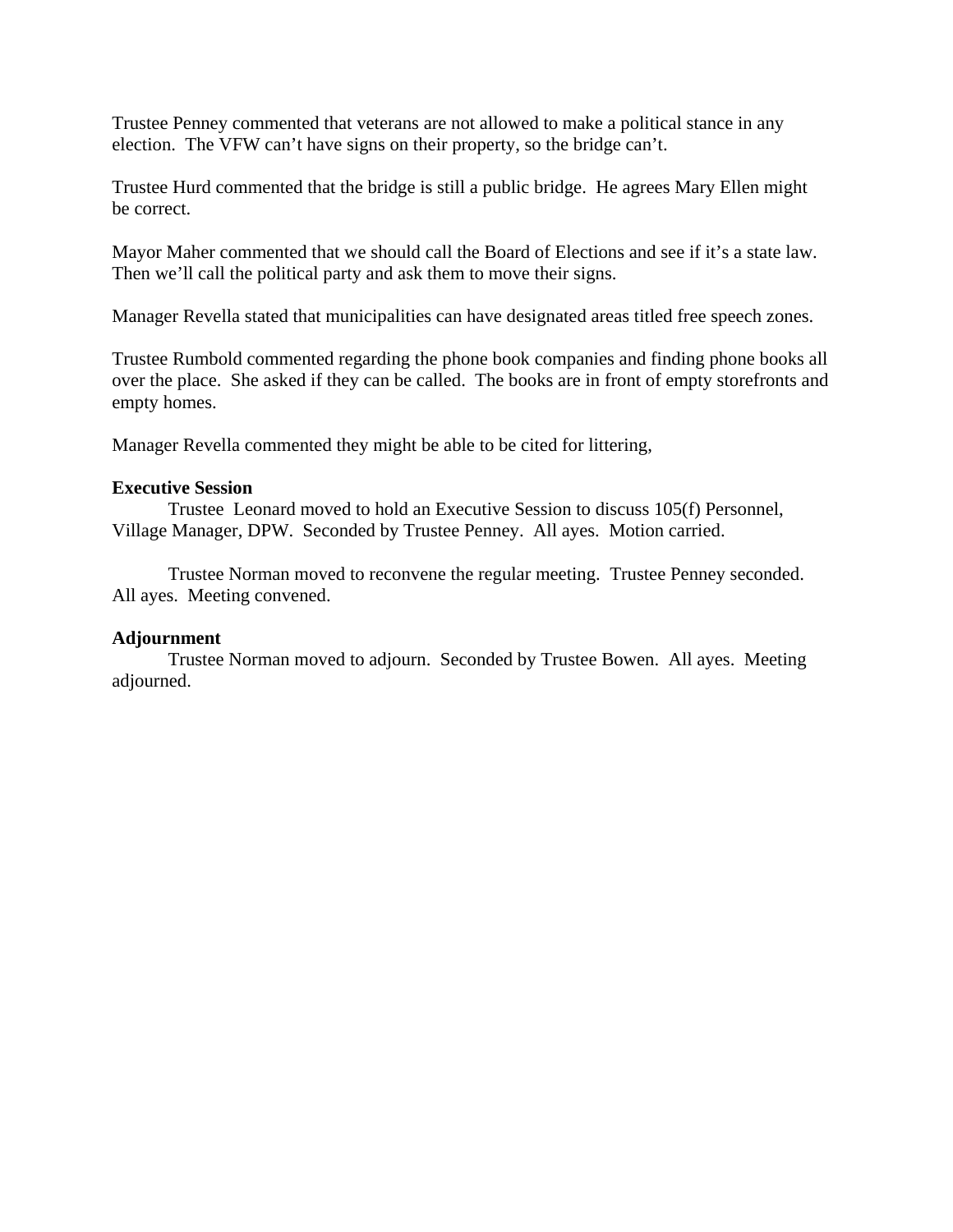Trustee Penney commented that veterans are not allowed to make a political stance in any election.  The VFW can't have signs on their property, so the bridge can't.

Trustee Hurd commented that the bridge is still a public bridge.  He agrees Mary Ellen might be correct.

Mayor Maher commented that we should call the Board of Elections and see if it's a state law.  Then we'll call the political party and ask them to move their signs.

Manager Revella stated that municipalities can have designated areas titled free speech zones.

Trustee Rumbold commented regarding the phone book companies and finding phone books all over the place.  She asked if they can be called.  The books are in front of empty storefronts and empty homes.

Manager Revella commented they might be able to be cited for littering,

**Executive Session**

Trustee  Leonard moved to hold an Executive Session to discuss 105(f) Personnel, Village Manager, DPW.  Seconded by Trustee Penney.  All ayes.  Motion carried.

Trustee Norman moved to reconvene the regular meeting.  Trustee Penney seconded.  All ayes.  Meeting convened.

**Adjournment**

Trustee Norman moved to adjourn.  Seconded by Trustee Bowen.  All ayes.  Meeting adjourned.